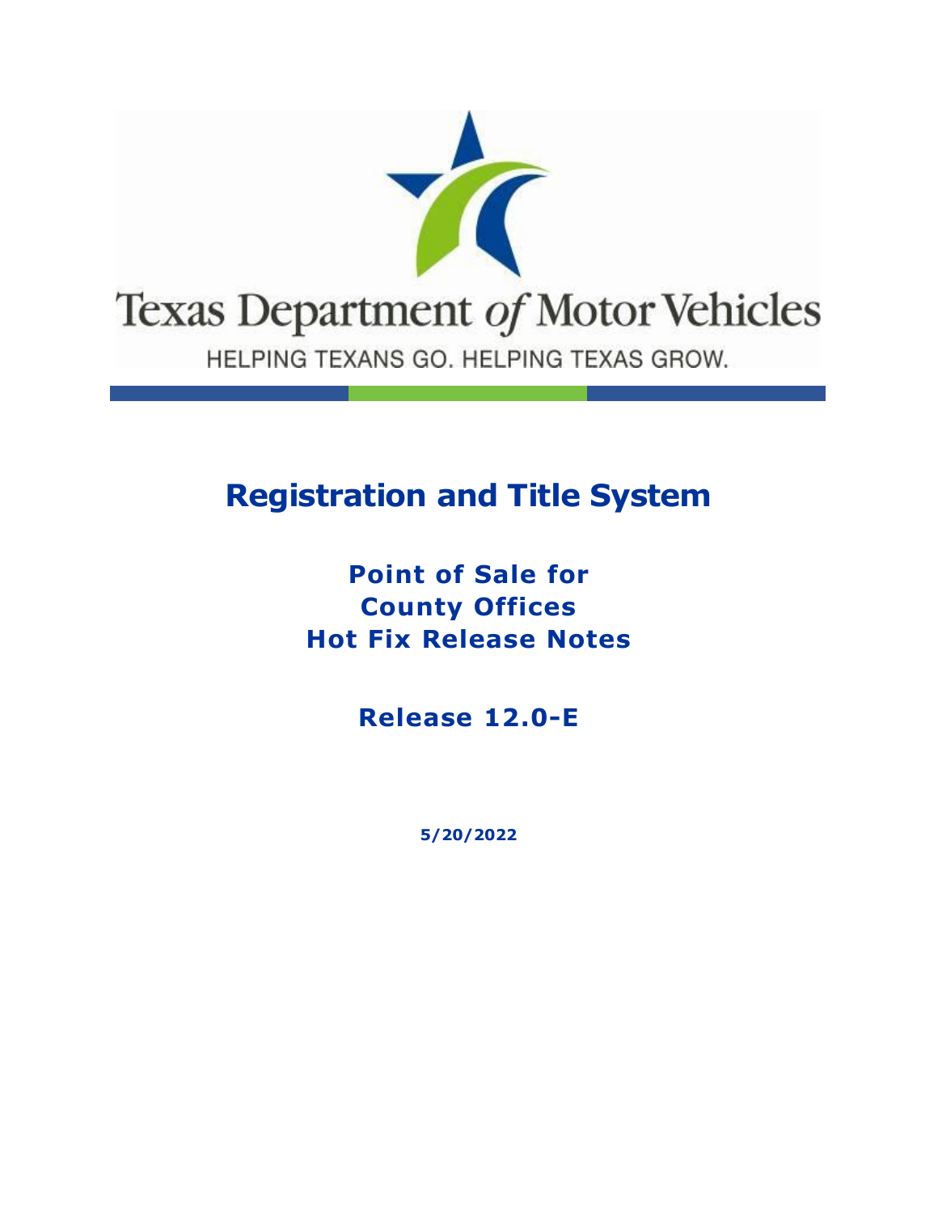Texas Department *of* Motor Vehicles

HELPING TEXANS GO. HELPING TEXAS GROW.

# Registration and Title System

## Point of Sale for County Offices Hot Fix Release Notes

## Release 12.0-E

**5/20/2022**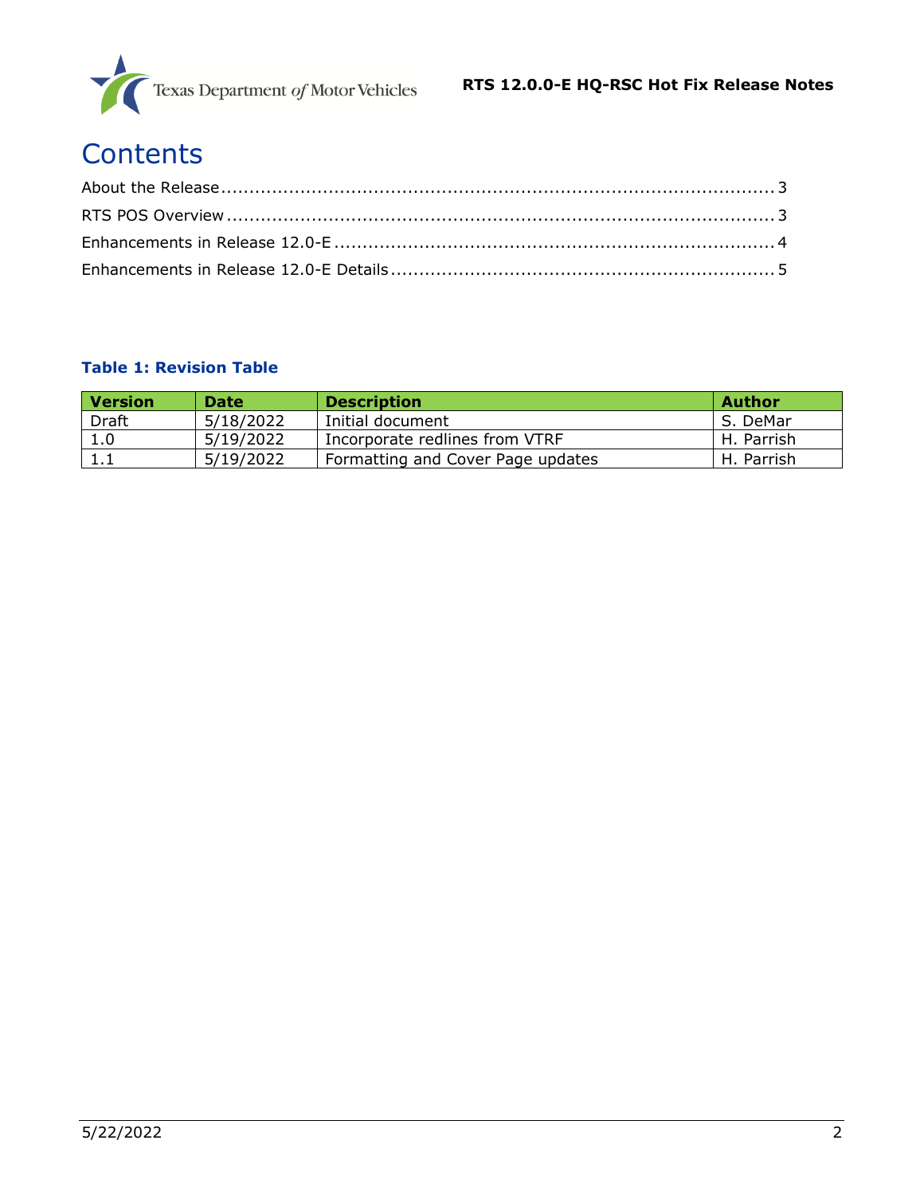# Contents

About the Release .......... 3
RTS POS Overview .......... 3
Enhancements in Release 12.0-E .......... 4
Enhancements in Release 12.0-E Details .......... 5

**Table 1: Revision Table**

| Version | Date | Description | Author |
|---|---|---|---|
| Draft | 5/18/2022 | Initial document | S. DeMar |
| 1.0 | 5/19/2022 | Incorporate redlines from VTRF | H. Parrish |
| 1.1 | 5/19/2022 | Formatting and Cover Page updates | H. Parrish |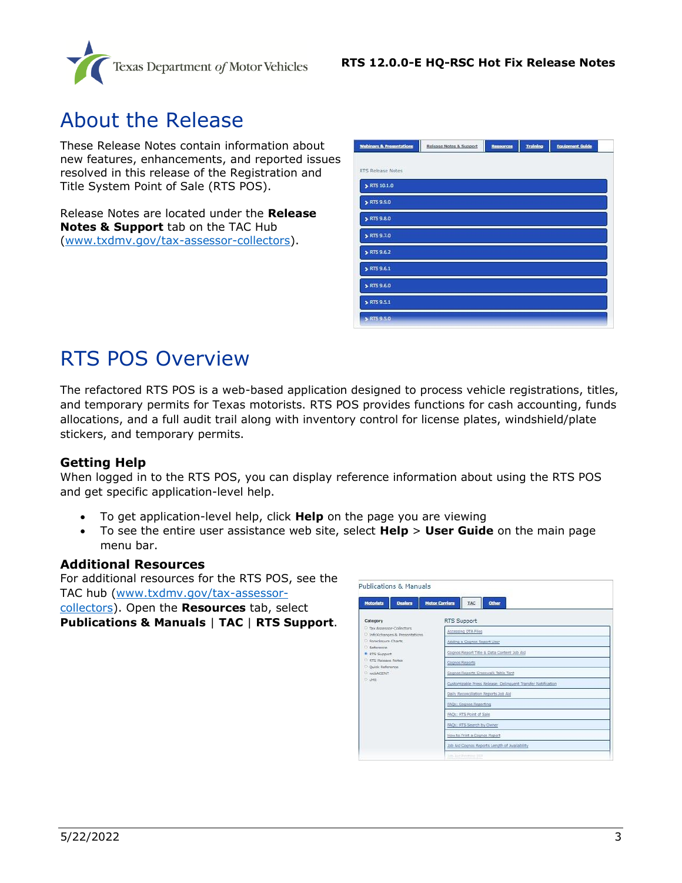# About the Release

These Release Notes contain information about new features, enhancements, and reported issues resolved in this release of the Registration and Title System Point of Sale (RTS POS).

Release Notes are located under the **Release Notes & Support** tab on the TAC Hub ([www.txdmv.gov/tax-assessor-collectors](www.txdmv.gov/tax-assessor-collectors)).

# RTS POS Overview

The refactored RTS POS is a web-based application designed to process vehicle registrations, titles, and temporary permits for Texas motorists. RTS POS provides functions for cash accounting, funds allocations, and a full audit trail along with inventory control for license plates, windshield/plate stickers, and temporary permits.

### Getting Help

When logged in to the RTS POS, you can display reference information about using the RTS POS and get specific application-level help.

- To get application-level help, click **Help** on the page you are viewing
- To see the entire user assistance web site, select **Help** > **User Guide** on the main page menu bar.

### Additional Resources

For additional resources for the RTS POS, see the TAC hub ([www.txdmv.gov/tax-assessor-collectors](www.txdmv.gov/tax-assessor-collectors)). Open the **Resources** tab, select **Publications & Manuals** | **TAC** | **RTS Support**.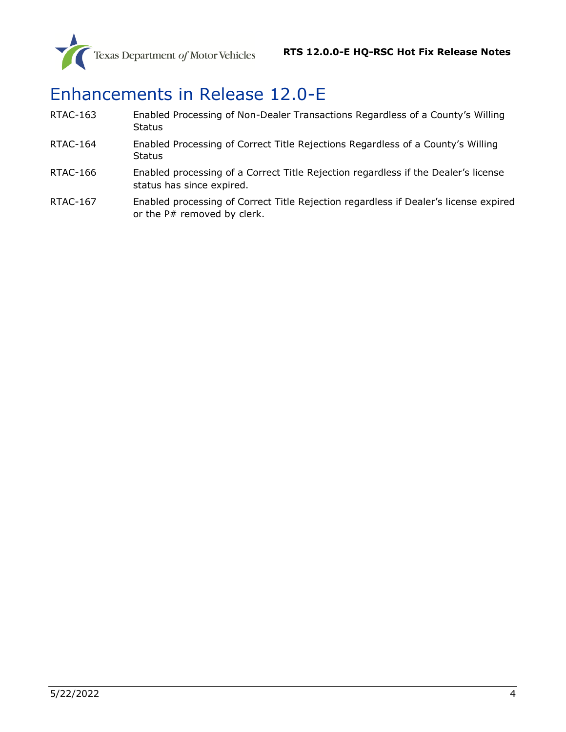# Enhancements in Release 12.0-E

| | |
|---|---|
| RTAC-163 | Enabled Processing of Non-Dealer Transactions Regardless of a County's Willing Status |
| RTAC-164 | Enabled Processing of Correct Title Rejections Regardless of a County's Willing Status |
| RTAC-166 | Enabled processing of a Correct Title Rejection regardless if the Dealer's license status has since expired. |
| RTAC-167 | Enabled processing of Correct Title Rejection regardless if Dealer's license expired or the P# removed by clerk. |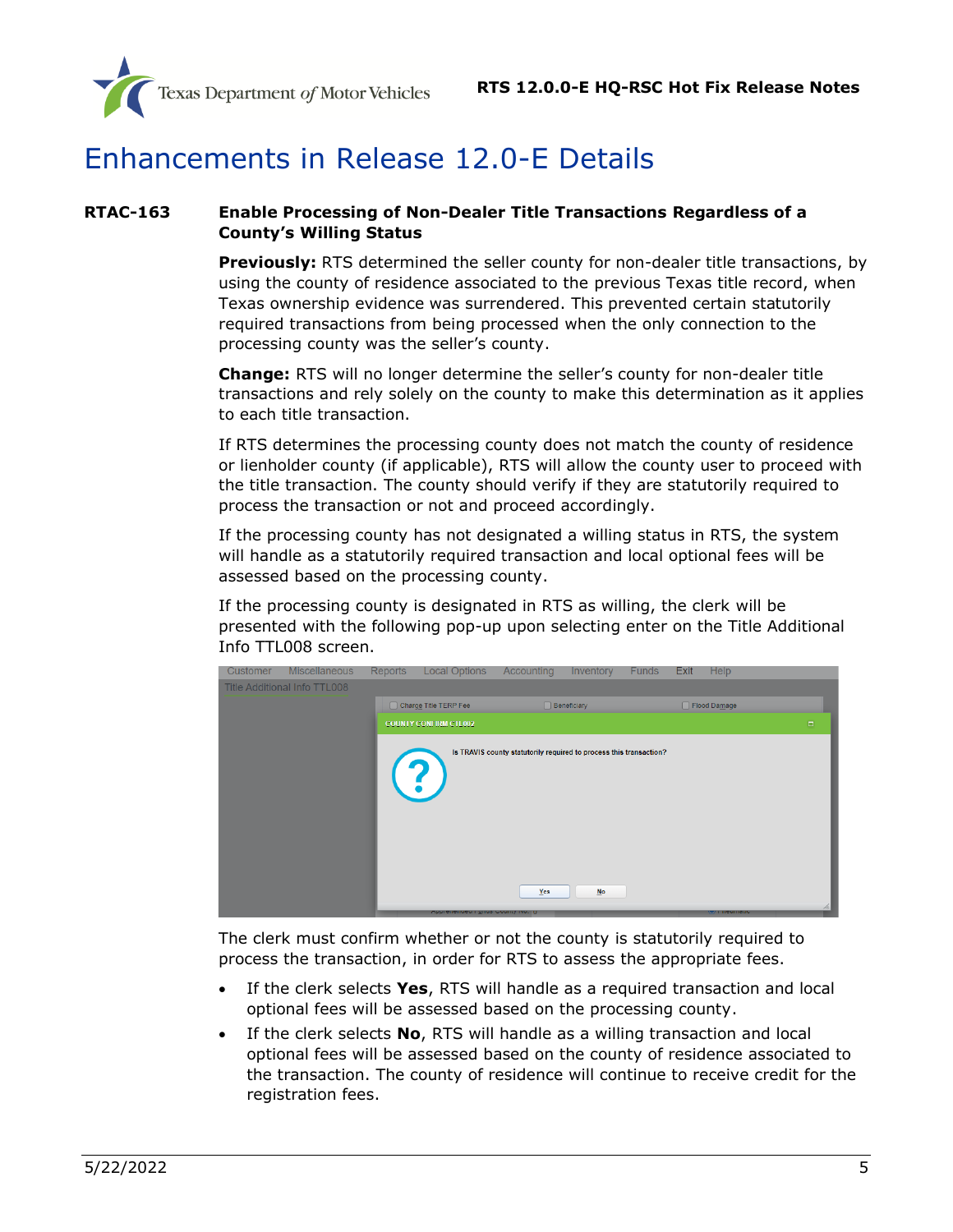# Enhancements in Release 12.0-E Details

**RTAC-163** **Enable Processing of Non-Dealer Title Transactions Regardless of a County's Willing Status**

**Previously:** RTS determined the seller county for non-dealer title transactions, by using the county of residence associated to the previous Texas title record, when Texas ownership evidence was surrendered. This prevented certain statutorily required transactions from being processed when the only connection to the processing county was the seller's county.

**Change:** RTS will no longer determine the seller's county for non-dealer title transactions and rely solely on the county to make this determination as it applies to each title transaction.

If RTS determines the processing county does not match the county of residence or lienholder county (if applicable), RTS will allow the county user to proceed with the title transaction. The county should verify if they are statutorily required to process the transaction or not and proceed accordingly.

If the processing county has not designated a willing status in RTS, the system will handle as a statutorily required transaction and local optional fees will be assessed based on the processing county.

If the processing county is designated in RTS as willing, the clerk will be presented with the following pop-up upon selecting enter on the Title Additional Info TTL008 screen.

The clerk must confirm whether or not the county is statutorily required to process the transaction, in order for RTS to assess the appropriate fees.

- If the clerk selects **Yes**, RTS will handle as a required transaction and local optional fees will be assessed based on the processing county.
- If the clerk selects **No**, RTS will handle as a willing transaction and local optional fees will be assessed based on the county of residence associated to the transaction. The county of residence will continue to receive credit for the registration fees.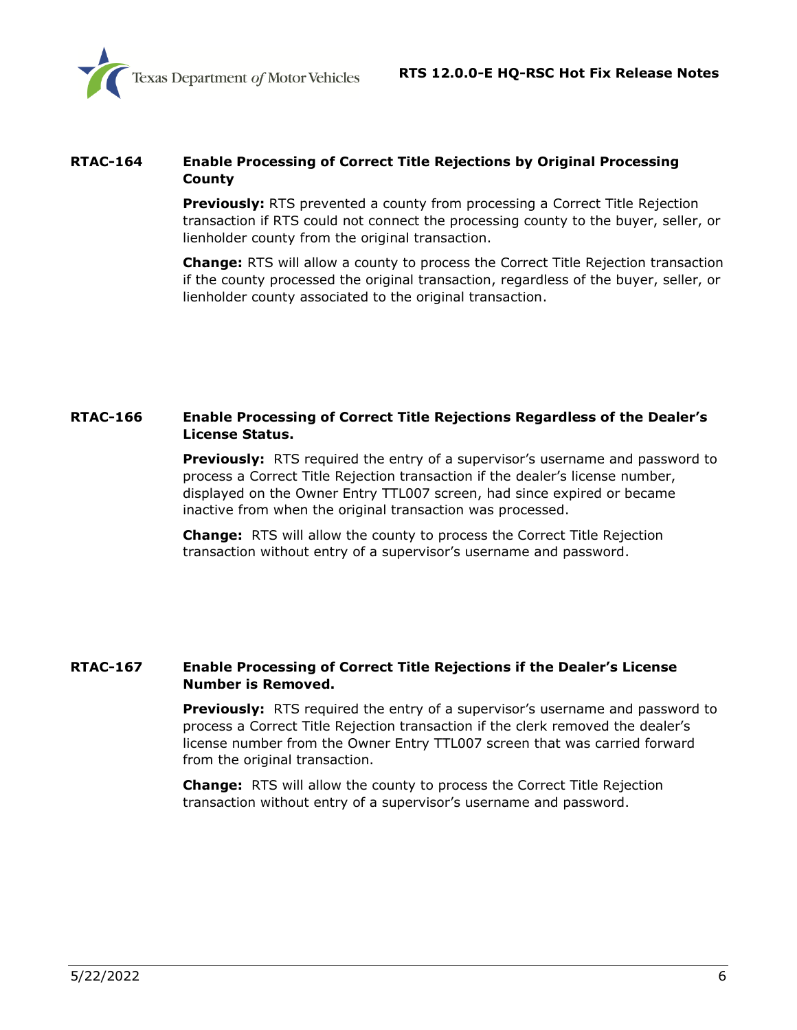**RTAC-164 Enable Processing of Correct Title Rejections by Original Processing County**

**Previously:** RTS prevented a county from processing a Correct Title Rejection transaction if RTS could not connect the processing county to the buyer, seller, or lienholder county from the original transaction.

**Change:** RTS will allow a county to process the Correct Title Rejection transaction if the county processed the original transaction, regardless of the buyer, seller, or lienholder county associated to the original transaction.

**RTAC-166 Enable Processing of Correct Title Rejections Regardless of the Dealer's License Status.**

**Previously:** RTS required the entry of a supervisor's username and password to process a Correct Title Rejection transaction if the dealer's license number, displayed on the Owner Entry TTL007 screen, had since expired or became inactive from when the original transaction was processed.

**Change:** RTS will allow the county to process the Correct Title Rejection transaction without entry of a supervisor's username and password.

**RTAC-167 Enable Processing of Correct Title Rejections if the Dealer's License Number is Removed.**

**Previously:** RTS required the entry of a supervisor's username and password to process a Correct Title Rejection transaction if the clerk removed the dealer's license number from the Owner Entry TTL007 screen that was carried forward from the original transaction.

**Change:** RTS will allow the county to process the Correct Title Rejection transaction without entry of a supervisor's username and password.